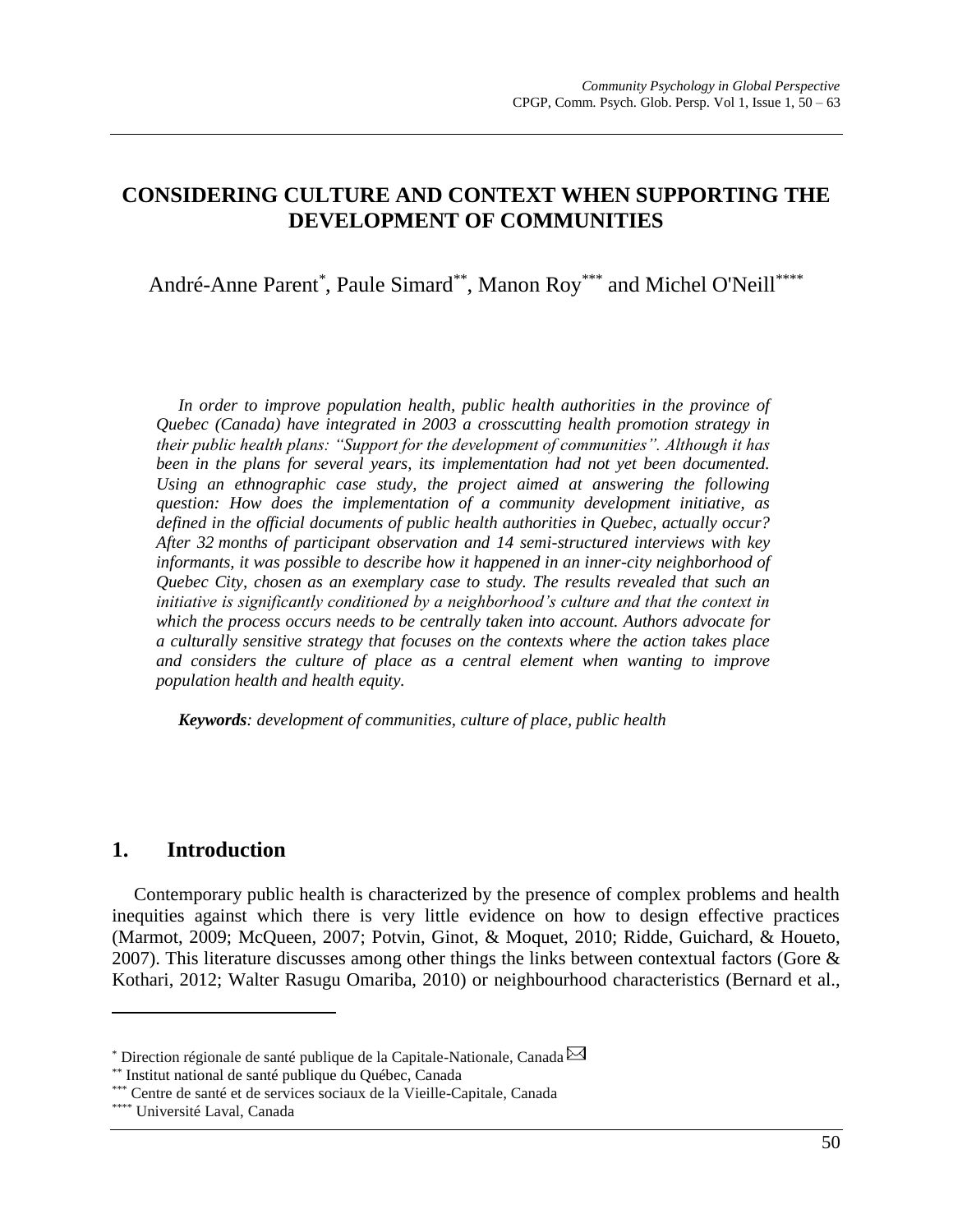# CONSIDERING CULTURE AND CONTEXT WHEN SUPPORTING THE DEVELOPMENT OF COMMUNITIES

André-Anne Parent[*], Paule Simard[**], Manon Roy[***] and Michel O'Neill[****]

*In order to improve population health, public health authorities in the province of Quebec (Canada) have integrated in 2003 a crosscutting health promotion strategy in their public health plans: "Support for the development of communities". Although it has been in the plans for several years, its implementation had not yet been documented. Using an ethnographic case study, the project aimed at answering the following question: How does the implementation of a community development initiative, as defined in the official documents of public health authorities in Quebec, actually occur? After 32 months of participant observation and 14 semi-structured interviews with key informants, it was possible to describe how it happened in an inner-city neighborhood of Quebec City, chosen as an exemplary case to study. The results revealed that such an initiative is significantly conditioned by a neighborhood's culture and that the context in which the process occurs needs to be centrally taken into account. Authors advocate for a culturally sensitive strategy that focuses on the contexts where the action takes place and considers the culture of place as a central element when wanting to improve population health and health equity.*

***Keywords****: development of communities, culture of place, public health*

## 1. Introduction

Contemporary public health is characterized by the presence of complex problems and health inequities against which there is very little evidence on how to design effective practices (Marmot, 2009; McQueen, 2007; Potvin, Ginot, & Moquet, 2010; Ridde, Guichard, & Houeto, 2007). This literature discusses among other things the links between contextual factors (Gore & Kothari, 2012; Walter Rasugu Omariba, 2010) or neighbourhood characteristics (Bernard et al.,

---

[*] Direction régionale de santé publique de la Capitale-Nationale, Canada

[**] Institut national de santé publique du Québec, Canada

[***] Centre de santé et de services sociaux de la Vieille-Capitale, Canada

[****] Université Laval, Canada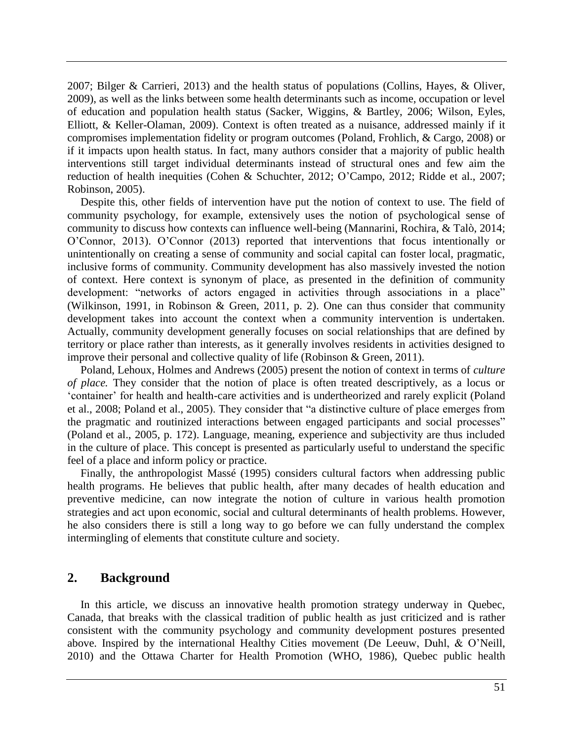2007; Bilger & Carrieri, 2013) and the health status of populations (Collins, Hayes, & Oliver, 2009), as well as the links between some health determinants such as income, occupation or level of education and population health status (Sacker, Wiggins, & Bartley, 2006; Wilson, Eyles, Elliott, & Keller-Olaman, 2009). Context is often treated as a nuisance, addressed mainly if it compromises implementation fidelity or program outcomes (Poland, Frohlich, & Cargo, 2008) or if it impacts upon health status. In fact, many authors consider that a majority of public health interventions still target individual determinants instead of structural ones and few aim the reduction of health inequities (Cohen & Schuchter, 2012; O'Campo, 2012; Ridde et al., 2007; Robinson, 2005).

Despite this, other fields of intervention have put the notion of context to use. The field of community psychology, for example, extensively uses the notion of psychological sense of community to discuss how contexts can influence well-being (Mannarini, Rochira, & Talò, 2014; O'Connor, 2013). O'Connor (2013) reported that interventions that focus intentionally or unintentionally on creating a sense of community and social capital can foster local, pragmatic, inclusive forms of community. Community development has also massively invested the notion of context. Here context is synonym of place, as presented in the definition of community development: "networks of actors engaged in activities through associations in a place" (Wilkinson, 1991, in Robinson & Green, 2011, p. 2). One can thus consider that community development takes into account the context when a community intervention is undertaken. Actually, community development generally focuses on social relationships that are defined by territory or place rather than interests, as it generally involves residents in activities designed to improve their personal and collective quality of life (Robinson & Green, 2011).

Poland, Lehoux, Holmes and Andrews (2005) present the notion of context in terms of *culture of place.* They consider that the notion of place is often treated descriptively, as a locus or 'container' for health and health-care activities and is undertheorized and rarely explicit (Poland et al., 2008; Poland et al., 2005). They consider that "a distinctive culture of place emerges from the pragmatic and routinized interactions between engaged participants and social processes" (Poland et al., 2005, p. 172). Language, meaning, experience and subjectivity are thus included in the culture of place. This concept is presented as particularly useful to understand the specific feel of a place and inform policy or practice.

Finally, the anthropologist Massé (1995) considers cultural factors when addressing public health programs. He believes that public health, after many decades of health education and preventive medicine, can now integrate the notion of culture in various health promotion strategies and act upon economic, social and cultural determinants of health problems. However, he also considers there is still a long way to go before we can fully understand the complex intermingling of elements that constitute culture and society.

## 2. Background

In this article, we discuss an innovative health promotion strategy underway in Quebec, Canada, that breaks with the classical tradition of public health as just criticized and is rather consistent with the community psychology and community development postures presented above. Inspired by the international Healthy Cities movement (De Leeuw, Duhl, & O'Neill, 2010) and the Ottawa Charter for Health Promotion (WHO, 1986), Quebec public health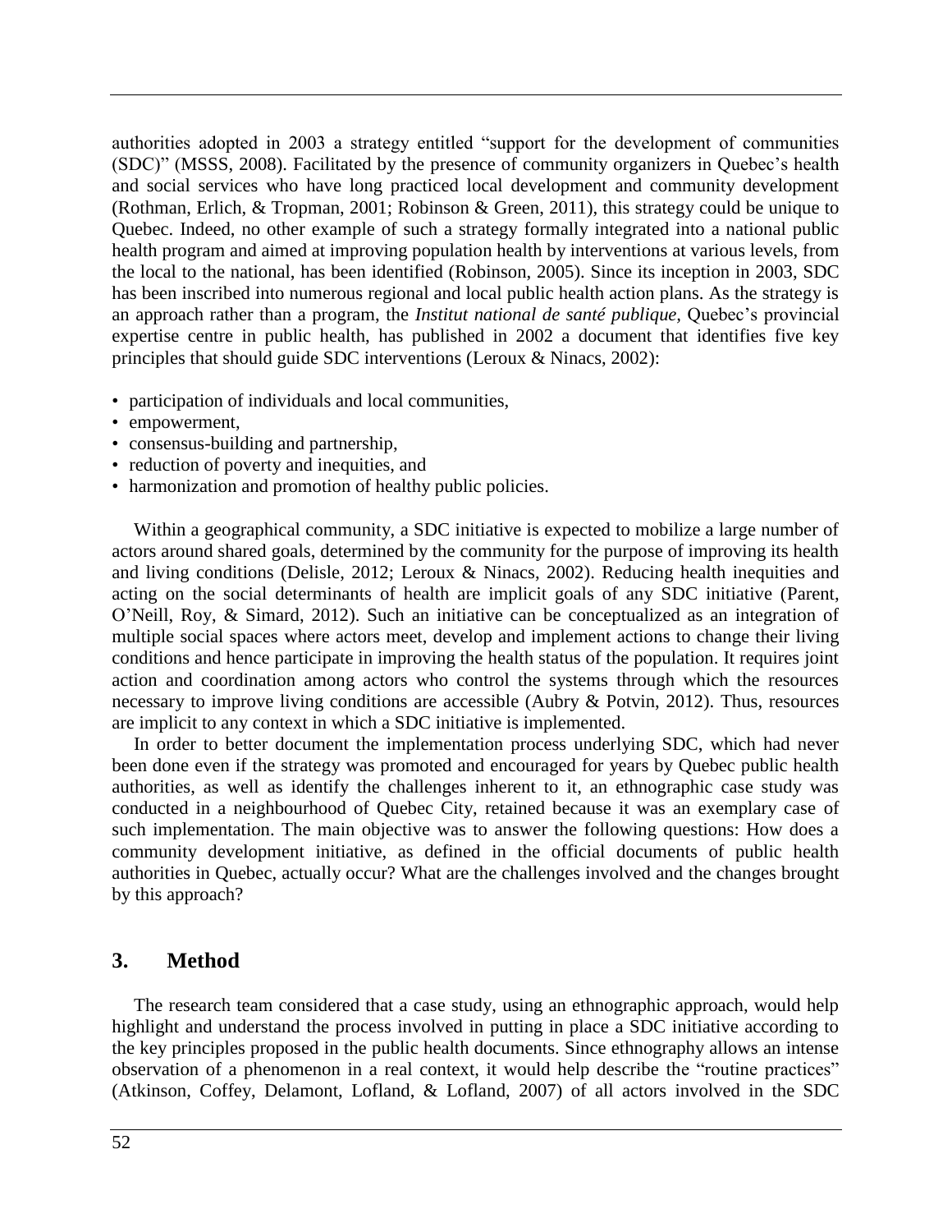authorities adopted in 2003 a strategy entitled "support for the development of communities (SDC)" (MSSS, 2008). Facilitated by the presence of community organizers in Quebec's health and social services who have long practiced local development and community development (Rothman, Erlich, & Tropman, 2001; Robinson & Green, 2011), this strategy could be unique to Quebec. Indeed, no other example of such a strategy formally integrated into a national public health program and aimed at improving population health by interventions at various levels, from the local to the national, has been identified (Robinson, 2005). Since its inception in 2003, SDC has been inscribed into numerous regional and local public health action plans. As the strategy is an approach rather than a program, the *Institut national de santé publique*, Quebec's provincial expertise centre in public health, has published in 2002 a document that identifies five key principles that should guide SDC interventions (Leroux & Ninacs, 2002):

- participation of individuals and local communities,
- empowerment,
- consensus-building and partnership,
- reduction of poverty and inequities, and
- harmonization and promotion of healthy public policies.

Within a geographical community, a SDC initiative is expected to mobilize a large number of actors around shared goals, determined by the community for the purpose of improving its health and living conditions (Delisle, 2012; Leroux & Ninacs, 2002). Reducing health inequities and acting on the social determinants of health are implicit goals of any SDC initiative (Parent, O'Neill, Roy, & Simard, 2012). Such an initiative can be conceptualized as an integration of multiple social spaces where actors meet, develop and implement actions to change their living conditions and hence participate in improving the health status of the population. It requires joint action and coordination among actors who control the systems through which the resources necessary to improve living conditions are accessible (Aubry & Potvin, 2012). Thus, resources are implicit to any context in which a SDC initiative is implemented.

In order to better document the implementation process underlying SDC, which had never been done even if the strategy was promoted and encouraged for years by Quebec public health authorities, as well as identify the challenges inherent to it, an ethnographic case study was conducted in a neighbourhood of Quebec City, retained because it was an exemplary case of such implementation. The main objective was to answer the following questions: How does a community development initiative, as defined in the official documents of public health authorities in Quebec, actually occur? What are the challenges involved and the changes brought by this approach?

## 3. Method

The research team considered that a case study, using an ethnographic approach, would help highlight and understand the process involved in putting in place a SDC initiative according to the key principles proposed in the public health documents. Since ethnography allows an intense observation of a phenomenon in a real context, it would help describe the "routine practices" (Atkinson, Coffey, Delamont, Lofland, & Lofland, 2007) of all actors involved in the SDC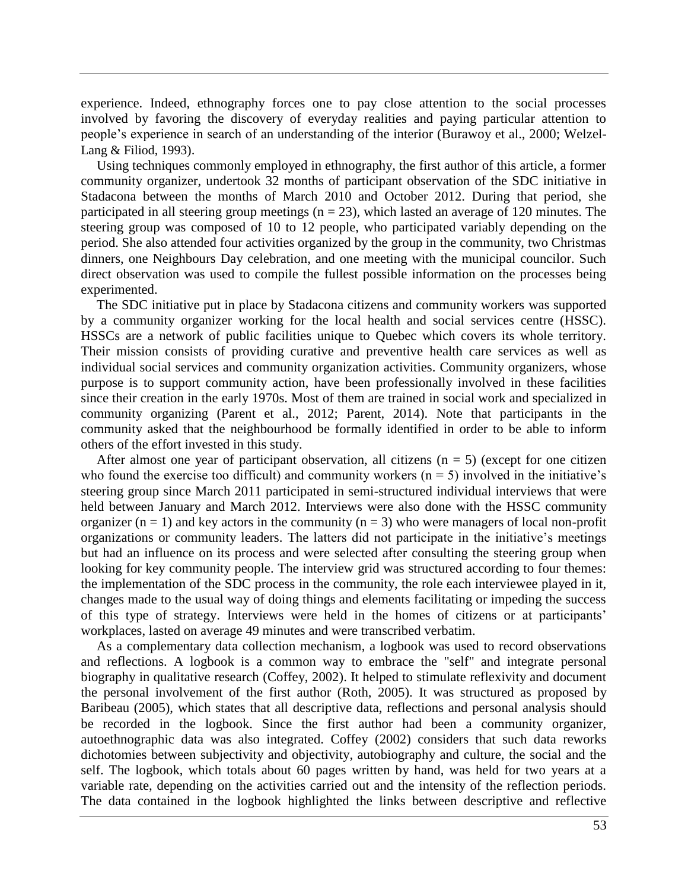experience. Indeed, ethnography forces one to pay close attention to the social processes involved by favoring the discovery of everyday realities and paying particular attention to people's experience in search of an understanding of the interior (Burawoy et al., 2000; Welzel-Lang & Filiod, 1993).

Using techniques commonly employed in ethnography, the first author of this article, a former community organizer, undertook 32 months of participant observation of the SDC initiative in Stadacona between the months of March 2010 and October 2012. During that period, she participated in all steering group meetings (n = 23), which lasted an average of 120 minutes. The steering group was composed of 10 to 12 people, who participated variably depending on the period. She also attended four activities organized by the group in the community, two Christmas dinners, one Neighbours Day celebration, and one meeting with the municipal councilor. Such direct observation was used to compile the fullest possible information on the processes being experimented.

The SDC initiative put in place by Stadacona citizens and community workers was supported by a community organizer working for the local health and social services centre (HSSC). HSSCs are a network of public facilities unique to Quebec which covers its whole territory. Their mission consists of providing curative and preventive health care services as well as individual social services and community organization activities. Community organizers, whose purpose is to support community action, have been professionally involved in these facilities since their creation in the early 1970s. Most of them are trained in social work and specialized in community organizing (Parent et al., 2012; Parent, 2014). Note that participants in the community asked that the neighbourhood be formally identified in order to be able to inform others of the effort invested in this study.

After almost one year of participant observation, all citizens (n = 5) (except for one citizen who found the exercise too difficult) and community workers (n = 5) involved in the initiative's steering group since March 2011 participated in semi-structured individual interviews that were held between January and March 2012. Interviews were also done with the HSSC community organizer (n = 1) and key actors in the community (n = 3) who were managers of local non-profit organizations or community leaders. The latters did not participate in the initiative's meetings but had an influence on its process and were selected after consulting the steering group when looking for key community people. The interview grid was structured according to four themes: the implementation of the SDC process in the community, the role each interviewee played in it, changes made to the usual way of doing things and elements facilitating or impeding the success of this type of strategy. Interviews were held in the homes of citizens or at participants' workplaces, lasted on average 49 minutes and were transcribed verbatim.

As a complementary data collection mechanism, a logbook was used to record observations and reflections. A logbook is a common way to embrace the "self" and integrate personal biography in qualitative research (Coffey, 2002). It helped to stimulate reflexivity and document the personal involvement of the first author (Roth, 2005). It was structured as proposed by Baribeau (2005), which states that all descriptive data, reflections and personal analysis should be recorded in the logbook. Since the first author had been a community organizer, autoethnographic data was also integrated. Coffey (2002) considers that such data reworks dichotomies between subjectivity and objectivity, autobiography and culture, the social and the self. The logbook, which totals about 60 pages written by hand, was held for two years at a variable rate, depending on the activities carried out and the intensity of the reflection periods. The data contained in the logbook highlighted the links between descriptive and reflective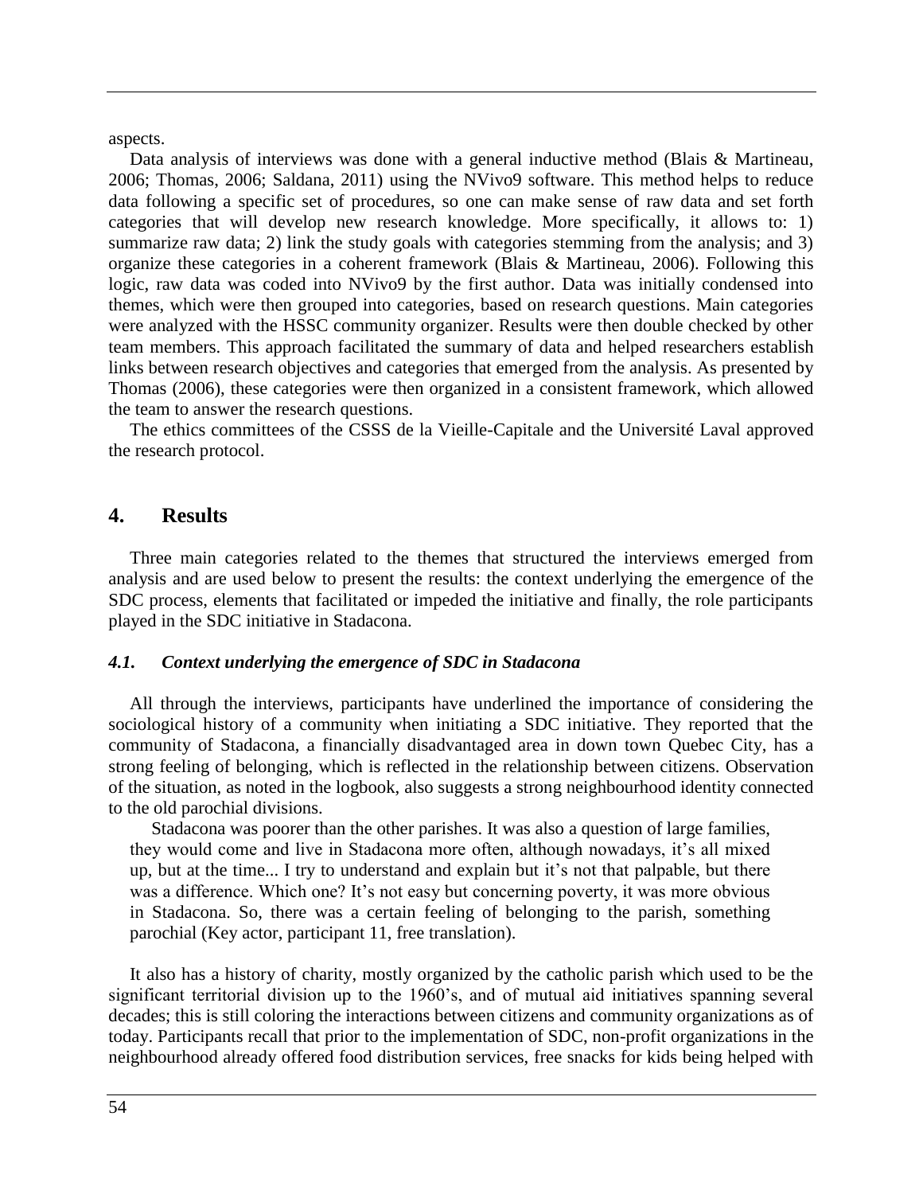aspects.

Data analysis of interviews was done with a general inductive method (Blais & Martineau, 2006; Thomas, 2006; Saldana, 2011) using the NVivo9 software. This method helps to reduce data following a specific set of procedures, so one can make sense of raw data and set forth categories that will develop new research knowledge. More specifically, it allows to: 1) summarize raw data; 2) link the study goals with categories stemming from the analysis; and 3) organize these categories in a coherent framework (Blais & Martineau, 2006). Following this logic, raw data was coded into NVivo9 by the first author. Data was initially condensed into themes, which were then grouped into categories, based on research questions. Main categories were analyzed with the HSSC community organizer. Results were then double checked by other team members. This approach facilitated the summary of data and helped researchers establish links between research objectives and categories that emerged from the analysis. As presented by Thomas (2006), these categories were then organized in a consistent framework, which allowed the team to answer the research questions.

The ethics committees of the CSSS de la Vieille-Capitale and the Université Laval approved the research protocol.

## 4. Results

Three main categories related to the themes that structured the interviews emerged from analysis and are used below to present the results: the context underlying the emergence of the SDC process, elements that facilitated or impeded the initiative and finally, the role participants played in the SDC initiative in Stadacona.

### *4.1. Context underlying the emergence of SDC in Stadacona*

All through the interviews, participants have underlined the importance of considering the sociological history of a community when initiating a SDC initiative. They reported that the community of Stadacona, a financially disadvantaged area in down town Quebec City, has a strong feeling of belonging, which is reflected in the relationship between citizens. Observation of the situation, as noted in the logbook, also suggests a strong neighbourhood identity connected to the old parochial divisions.

> Stadacona was poorer than the other parishes. It was also a question of large families, they would come and live in Stadacona more often, although nowadays, it's all mixed up, but at the time... I try to understand and explain but it's not that palpable, but there was a difference. Which one? It's not easy but concerning poverty, it was more obvious in Stadacona. So, there was a certain feeling of belonging to the parish, something parochial (Key actor, participant 11, free translation).

It also has a history of charity, mostly organized by the catholic parish which used to be the significant territorial division up to the 1960's, and of mutual aid initiatives spanning several decades; this is still coloring the interactions between citizens and community organizations as of today. Participants recall that prior to the implementation of SDC, non-profit organizations in the neighbourhood already offered food distribution services, free snacks for kids being helped with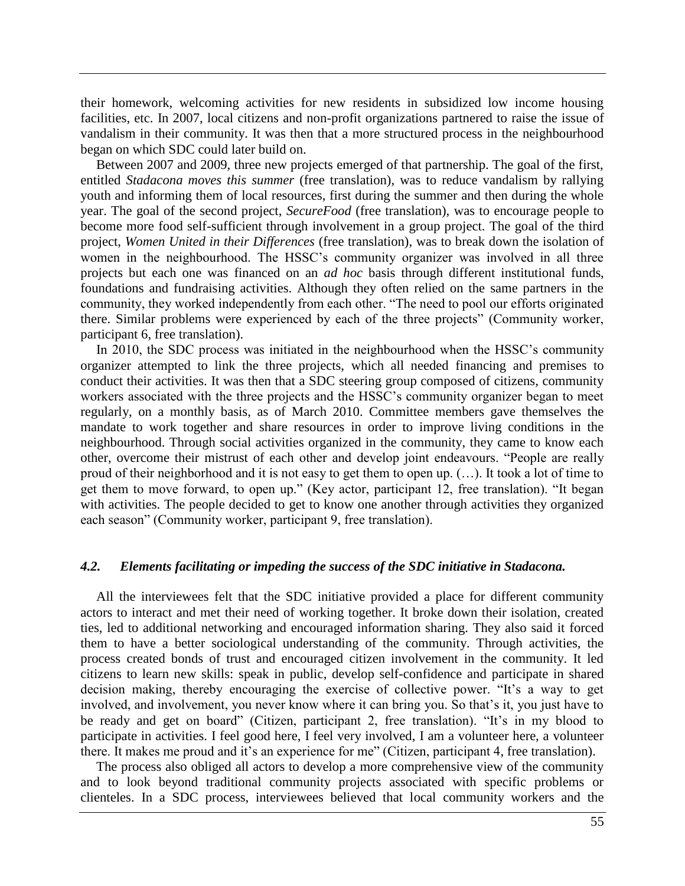their homework, welcoming activities for new residents in subsidized low income housing facilities, etc. In 2007, local citizens and non-profit organizations partnered to raise the issue of vandalism in their community. It was then that a more structured process in the neighbourhood began on which SDC could later build on.

Between 2007 and 2009, three new projects emerged of that partnership. The goal of the first, entitled *Stadacona moves this summer* (free translation), was to reduce vandalism by rallying youth and informing them of local resources, first during the summer and then during the whole year. The goal of the second project, *SecureFood* (free translation), was to encourage people to become more food self-sufficient through involvement in a group project. The goal of the third project, *Women United in their Differences* (free translation), was to break down the isolation of women in the neighbourhood. The HSSC's community organizer was involved in all three projects but each one was financed on an *ad hoc* basis through different institutional funds, foundations and fundraising activities. Although they often relied on the same partners in the community, they worked independently from each other. "The need to pool our efforts originated there. Similar problems were experienced by each of the three projects" (Community worker, participant 6, free translation).

In 2010, the SDC process was initiated in the neighbourhood when the HSSC's community organizer attempted to link the three projects, which all needed financing and premises to conduct their activities. It was then that a SDC steering group composed of citizens, community workers associated with the three projects and the HSSC's community organizer began to meet regularly, on a monthly basis, as of March 2010. Committee members gave themselves the mandate to work together and share resources in order to improve living conditions in the neighbourhood. Through social activities organized in the community, they came to know each other, overcome their mistrust of each other and develop joint endeavours. "People are really proud of their neighborhood and it is not easy to get them to open up. (…). It took a lot of time to get them to move forward, to open up." (Key actor, participant 12, free translation). "It began with activities. The people decided to get to know one another through activities they organized each season" (Community worker, participant 9, free translation).

### *4.2. Elements facilitating or impeding the success of the SDC initiative in Stadacona.*

All the interviewees felt that the SDC initiative provided a place for different community actors to interact and met their need of working together. It broke down their isolation, created ties, led to additional networking and encouraged information sharing. They also said it forced them to have a better sociological understanding of the community. Through activities, the process created bonds of trust and encouraged citizen involvement in the community. It led citizens to learn new skills: speak in public, develop self-confidence and participate in shared decision making, thereby encouraging the exercise of collective power. "It's a way to get involved, and involvement, you never know where it can bring you. So that's it, you just have to be ready and get on board" (Citizen, participant 2, free translation). "It's in my blood to participate in activities. I feel good here, I feel very involved, I am a volunteer here, a volunteer there. It makes me proud and it's an experience for me" (Citizen, participant 4, free translation).

The process also obliged all actors to develop a more comprehensive view of the community and to look beyond traditional community projects associated with specific problems or clienteles. In a SDC process, interviewees believed that local community workers and the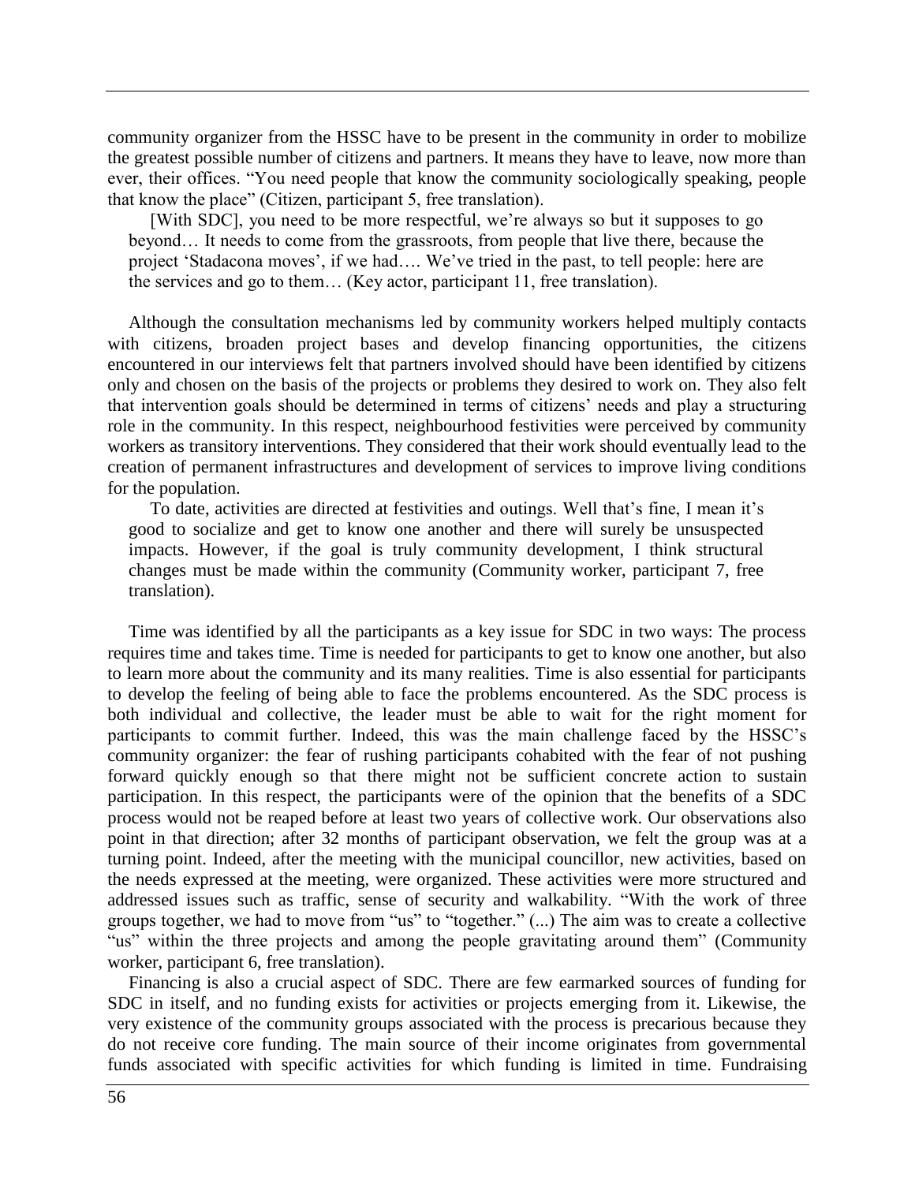community organizer from the HSSC have to be present in the community in order to mobilize the greatest possible number of citizens and partners. It means they have to leave, now more than ever, their offices. "You need people that know the community sociologically speaking, people that know the place" (Citizen, participant 5, free translation).

> [With SDC], you need to be more respectful, we're always so but it supposes to go beyond… It needs to come from the grassroots, from people that live there, because the project 'Stadacona moves', if we had…. We've tried in the past, to tell people: here are the services and go to them… (Key actor, participant 11, free translation).

Although the consultation mechanisms led by community workers helped multiply contacts with citizens, broaden project bases and develop financing opportunities, the citizens encountered in our interviews felt that partners involved should have been identified by citizens only and chosen on the basis of the projects or problems they desired to work on. They also felt that intervention goals should be determined in terms of citizens' needs and play a structuring role in the community. In this respect, neighbourhood festivities were perceived by community workers as transitory interventions. They considered that their work should eventually lead to the creation of permanent infrastructures and development of services to improve living conditions for the population.

> To date, activities are directed at festivities and outings. Well that's fine, I mean it's good to socialize and get to know one another and there will surely be unsuspected impacts. However, if the goal is truly community development, I think structural changes must be made within the community (Community worker, participant 7, free translation).

Time was identified by all the participants as a key issue for SDC in two ways: The process requires time and takes time. Time is needed for participants to get to know one another, but also to learn more about the community and its many realities. Time is also essential for participants to develop the feeling of being able to face the problems encountered. As the SDC process is both individual and collective, the leader must be able to wait for the right moment for participants to commit further. Indeed, this was the main challenge faced by the HSSC's community organizer: the fear of rushing participants cohabited with the fear of not pushing forward quickly enough so that there might not be sufficient concrete action to sustain participation. In this respect, the participants were of the opinion that the benefits of a SDC process would not be reaped before at least two years of collective work. Our observations also point in that direction; after 32 months of participant observation, we felt the group was at a turning point. Indeed, after the meeting with the municipal councillor, new activities, based on the needs expressed at the meeting, were organized. These activities were more structured and addressed issues such as traffic, sense of security and walkability. "With the work of three groups together, we had to move from "us" to "together." (...) The aim was to create a collective "us" within the three projects and among the people gravitating around them" (Community worker, participant 6, free translation).

Financing is also a crucial aspect of SDC. There are few earmarked sources of funding for SDC in itself, and no funding exists for activities or projects emerging from it. Likewise, the very existence of the community groups associated with the process is precarious because they do not receive core funding. The main source of their income originates from governmental funds associated with specific activities for which funding is limited in time. Fundraising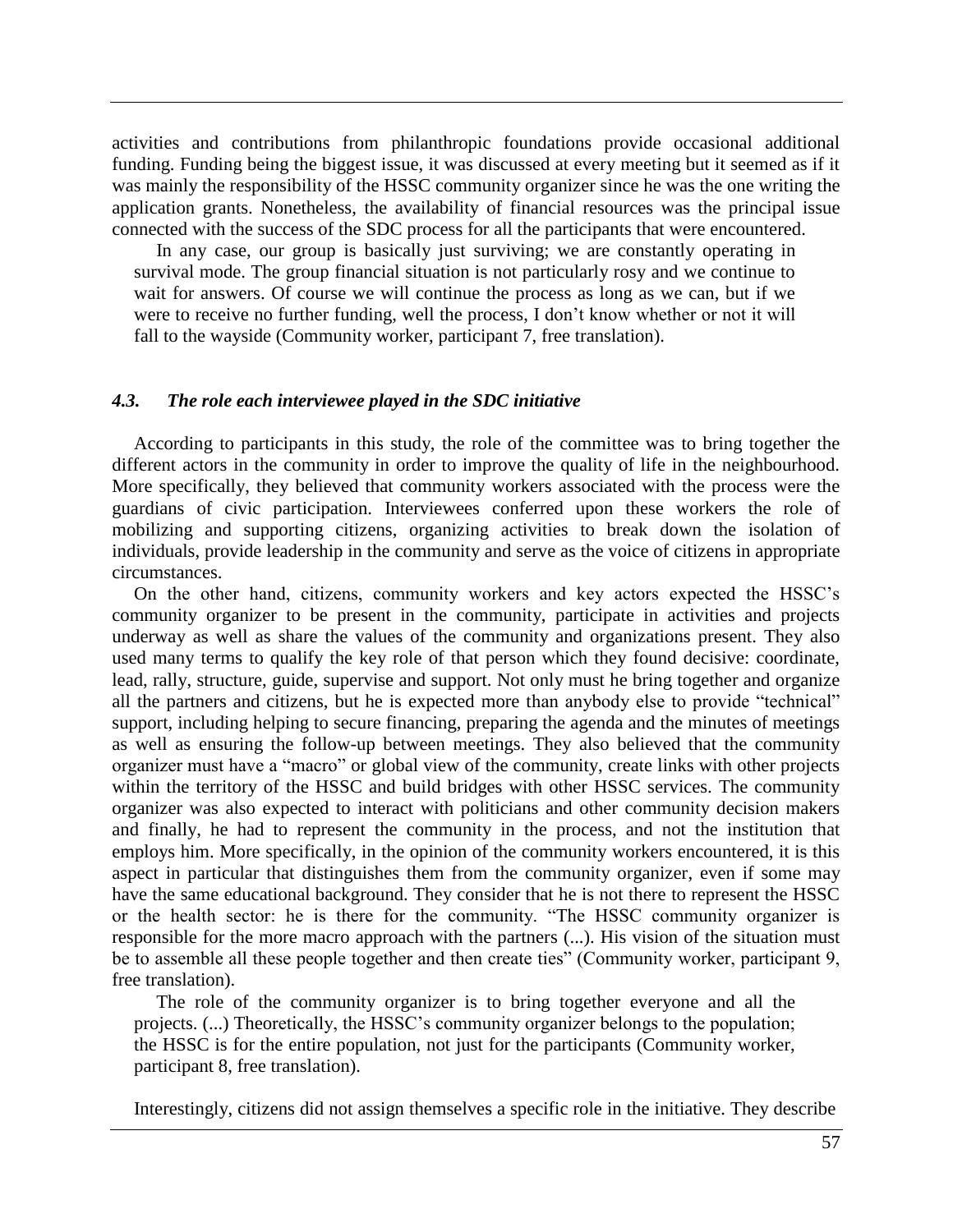activities and contributions from philanthropic foundations provide occasional additional funding. Funding being the biggest issue, it was discussed at every meeting but it seemed as if it was mainly the responsibility of the HSSC community organizer since he was the one writing the application grants. Nonetheless, the availability of financial resources was the principal issue connected with the success of the SDC process for all the participants that were encountered.

> In any case, our group is basically just surviving; we are constantly operating in survival mode. The group financial situation is not particularly rosy and we continue to wait for answers. Of course we will continue the process as long as we can, but if we were to receive no further funding, well the process, I don't know whether or not it will fall to the wayside (Community worker, participant 7, free translation).

### *4.3. The role each interviewee played in the SDC initiative*

According to participants in this study, the role of the committee was to bring together the different actors in the community in order to improve the quality of life in the neighbourhood. More specifically, they believed that community workers associated with the process were the guardians of civic participation. Interviewees conferred upon these workers the role of mobilizing and supporting citizens, organizing activities to break down the isolation of individuals, provide leadership in the community and serve as the voice of citizens in appropriate circumstances.

On the other hand, citizens, community workers and key actors expected the HSSC's community organizer to be present in the community, participate in activities and projects underway as well as share the values of the community and organizations present. They also used many terms to qualify the key role of that person which they found decisive: coordinate, lead, rally, structure, guide, supervise and support. Not only must he bring together and organize all the partners and citizens, but he is expected more than anybody else to provide "technical" support, including helping to secure financing, preparing the agenda and the minutes of meetings as well as ensuring the follow-up between meetings. They also believed that the community organizer must have a "macro" or global view of the community, create links with other projects within the territory of the HSSC and build bridges with other HSSC services. The community organizer was also expected to interact with politicians and other community decision makers and finally, he had to represent the community in the process, and not the institution that employs him. More specifically, in the opinion of the community workers encountered, it is this aspect in particular that distinguishes them from the community organizer, even if some may have the same educational background. They consider that he is not there to represent the HSSC or the health sector: he is there for the community. "The HSSC community organizer is responsible for the more macro approach with the partners (...). His vision of the situation must be to assemble all these people together and then create ties" (Community worker, participant 9, free translation).

> The role of the community organizer is to bring together everyone and all the projects. (...) Theoretically, the HSSC's community organizer belongs to the population; the HSSC is for the entire population, not just for the participants (Community worker, participant 8, free translation).

Interestingly, citizens did not assign themselves a specific role in the initiative. They describe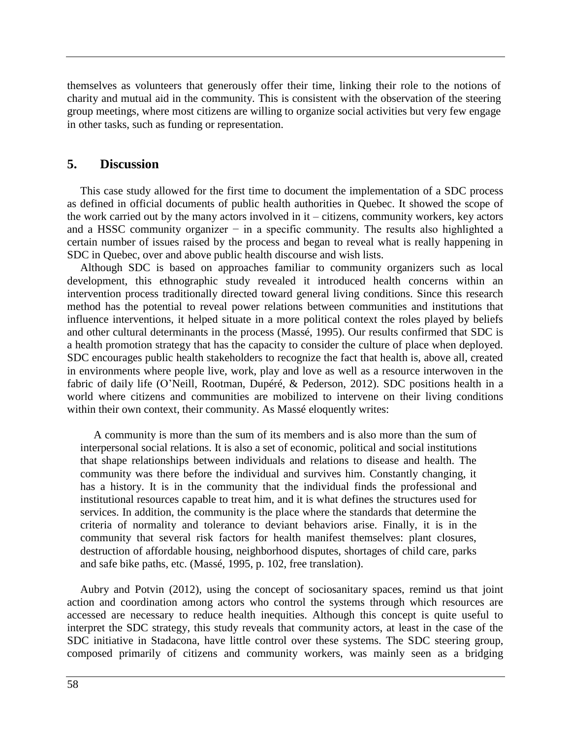themselves as volunteers that generously offer their time, linking their role to the notions of charity and mutual aid in the community. This is consistent with the observation of the steering group meetings, where most citizens are willing to organize social activities but very few engage in other tasks, such as funding or representation.

## 5. Discussion

This case study allowed for the first time to document the implementation of a SDC process as defined in official documents of public health authorities in Quebec. It showed the scope of the work carried out by the many actors involved in it – citizens, community workers, key actors and a HSSC community organizer − in a specific community. The results also highlighted a certain number of issues raised by the process and began to reveal what is really happening in SDC in Quebec, over and above public health discourse and wish lists.

Although SDC is based on approaches familiar to community organizers such as local development, this ethnographic study revealed it introduced health concerns within an intervention process traditionally directed toward general living conditions. Since this research method has the potential to reveal power relations between communities and institutions that influence interventions, it helped situate in a more political context the roles played by beliefs and other cultural determinants in the process (Massé, 1995). Our results confirmed that SDC is a health promotion strategy that has the capacity to consider the culture of place when deployed. SDC encourages public health stakeholders to recognize the fact that health is, above all, created in environments where people live, work, play and love as well as a resource interwoven in the fabric of daily life (O'Neill, Rootman, Dupéré, & Pederson, 2012). SDC positions health in a world where citizens and communities are mobilized to intervene on their living conditions within their own context, their community. As Massé eloquently writes:

> A community is more than the sum of its members and is also more than the sum of interpersonal social relations. It is also a set of economic, political and social institutions that shape relationships between individuals and relations to disease and health. The community was there before the individual and survives him. Constantly changing, it has a history. It is in the community that the individual finds the professional and institutional resources capable to treat him, and it is what defines the structures used for services. In addition, the community is the place where the standards that determine the criteria of normality and tolerance to deviant behaviors arise. Finally, it is in the community that several risk factors for health manifest themselves: plant closures, destruction of affordable housing, neighborhood disputes, shortages of child care, parks and safe bike paths, etc. (Massé, 1995, p. 102, free translation).

Aubry and Potvin (2012), using the concept of sociosanitary spaces, remind us that joint action and coordination among actors who control the systems through which resources are accessed are necessary to reduce health inequities. Although this concept is quite useful to interpret the SDC strategy, this study reveals that community actors, at least in the case of the SDC initiative in Stadacona, have little control over these systems. The SDC steering group, composed primarily of citizens and community workers, was mainly seen as a bridging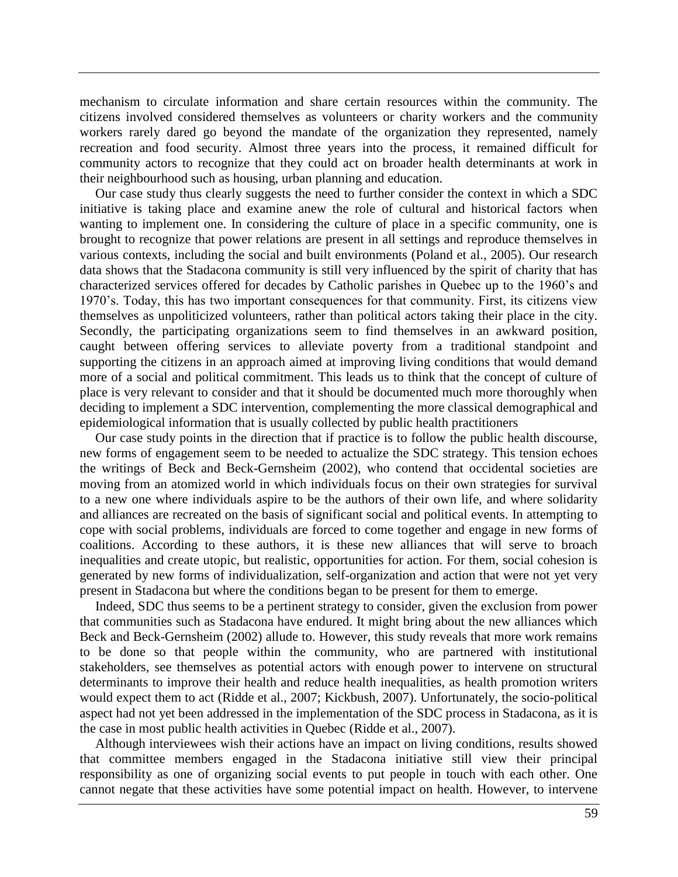mechanism to circulate information and share certain resources within the community. The citizens involved considered themselves as volunteers or charity workers and the community workers rarely dared go beyond the mandate of the organization they represented, namely recreation and food security. Almost three years into the process, it remained difficult for community actors to recognize that they could act on broader health determinants at work in their neighbourhood such as housing, urban planning and education.

Our case study thus clearly suggests the need to further consider the context in which a SDC initiative is taking place and examine anew the role of cultural and historical factors when wanting to implement one. In considering the culture of place in a specific community, one is brought to recognize that power relations are present in all settings and reproduce themselves in various contexts, including the social and built environments (Poland et al., 2005). Our research data shows that the Stadacona community is still very influenced by the spirit of charity that has characterized services offered for decades by Catholic parishes in Quebec up to the 1960's and 1970's. Today, this has two important consequences for that community. First, its citizens view themselves as unpoliticized volunteers, rather than political actors taking their place in the city. Secondly, the participating organizations seem to find themselves in an awkward position, caught between offering services to alleviate poverty from a traditional standpoint and supporting the citizens in an approach aimed at improving living conditions that would demand more of a social and political commitment. This leads us to think that the concept of culture of place is very relevant to consider and that it should be documented much more thoroughly when deciding to implement a SDC intervention, complementing the more classical demographical and epidemiological information that is usually collected by public health practitioners

Our case study points in the direction that if practice is to follow the public health discourse, new forms of engagement seem to be needed to actualize the SDC strategy. This tension echoes the writings of Beck and Beck-Gernsheim (2002), who contend that occidental societies are moving from an atomized world in which individuals focus on their own strategies for survival to a new one where individuals aspire to be the authors of their own life, and where solidarity and alliances are recreated on the basis of significant social and political events. In attempting to cope with social problems, individuals are forced to come together and engage in new forms of coalitions. According to these authors, it is these new alliances that will serve to broach inequalities and create utopic, but realistic, opportunities for action. For them, social cohesion is generated by new forms of individualization, self-organization and action that were not yet very present in Stadacona but where the conditions began to be present for them to emerge.

Indeed, SDC thus seems to be a pertinent strategy to consider, given the exclusion from power that communities such as Stadacona have endured. It might bring about the new alliances which Beck and Beck-Gernsheim (2002) allude to. However, this study reveals that more work remains to be done so that people within the community, who are partnered with institutional stakeholders, see themselves as potential actors with enough power to intervene on structural determinants to improve their health and reduce health inequalities, as health promotion writers would expect them to act (Ridde et al., 2007; Kickbush, 2007). Unfortunately, the socio-political aspect had not yet been addressed in the implementation of the SDC process in Stadacona, as it is the case in most public health activities in Quebec (Ridde et al., 2007).

Although interviewees wish their actions have an impact on living conditions, results showed that committee members engaged in the Stadacona initiative still view their principal responsibility as one of organizing social events to put people in touch with each other. One cannot negate that these activities have some potential impact on health. However, to intervene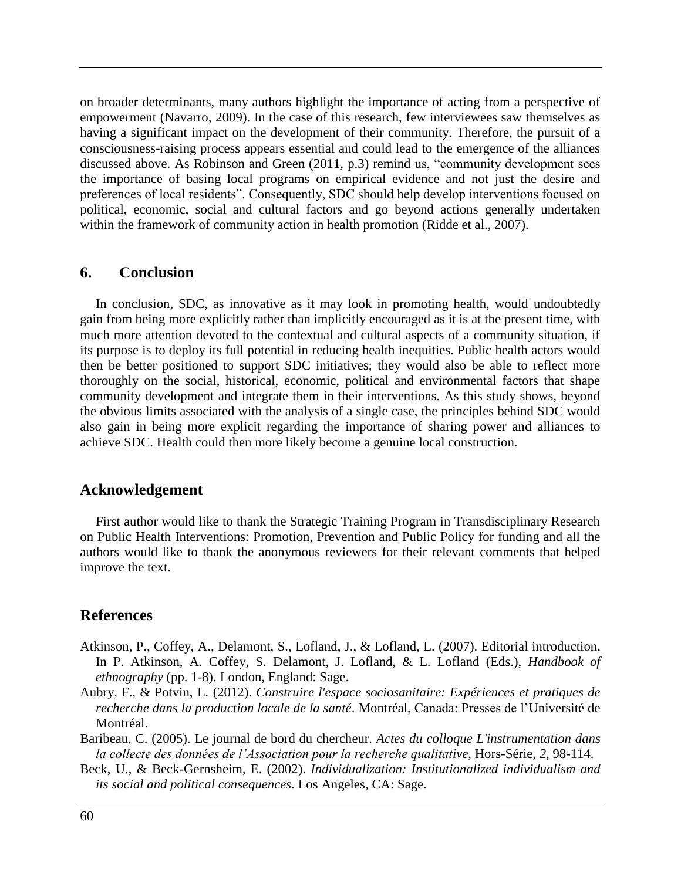on broader determinants, many authors highlight the importance of acting from a perspective of empowerment (Navarro, 2009). In the case of this research, few interviewees saw themselves as having a significant impact on the development of their community. Therefore, the pursuit of a consciousness-raising process appears essential and could lead to the emergence of the alliances discussed above. As Robinson and Green (2011, p.3) remind us, "community development sees the importance of basing local programs on empirical evidence and not just the desire and preferences of local residents". Consequently, SDC should help develop interventions focused on political, economic, social and cultural factors and go beyond actions generally undertaken within the framework of community action in health promotion (Ridde et al., 2007).

## 6. Conclusion

In conclusion, SDC, as innovative as it may look in promoting health, would undoubtedly gain from being more explicitly rather than implicitly encouraged as it is at the present time, with much more attention devoted to the contextual and cultural aspects of a community situation, if its purpose is to deploy its full potential in reducing health inequities. Public health actors would then be better positioned to support SDC initiatives; they would also be able to reflect more thoroughly on the social, historical, economic, political and environmental factors that shape community development and integrate them in their interventions. As this study shows, beyond the obvious limits associated with the analysis of a single case, the principles behind SDC would also gain in being more explicit regarding the importance of sharing power and alliances to achieve SDC. Health could then more likely become a genuine local construction.

## Acknowledgement

First author would like to thank the Strategic Training Program in Transdisciplinary Research on Public Health Interventions: Promotion, Prevention and Public Policy for funding and all the authors would like to thank the anonymous reviewers for their relevant comments that helped improve the text.

## References

Atkinson, P., Coffey, A., Delamont, S., Lofland, J., & Lofland, L. (2007). Editorial introduction, In P. Atkinson, A. Coffey, S. Delamont, J. Lofland, & L. Lofland (Eds.), *Handbook of ethnography* (pp. 1-8). London, England: Sage.

Aubry, F., & Potvin, L. (2012). *Construire l'espace sociosanitaire: Expériences et pratiques de recherche dans la production locale de la santé*. Montréal, Canada: Presses de l'Université de Montréal.

Baribeau, C. (2005). Le journal de bord du chercheur. *Actes du colloque L'instrumentation dans la collecte des données de l'Association pour la recherche qualitative*, Hors-Série, *2*, 98-114.

Beck, U., & Beck-Gernsheim, E. (2002). *Individualization: Institutionalized individualism and its social and political consequences*. Los Angeles, CA: Sage.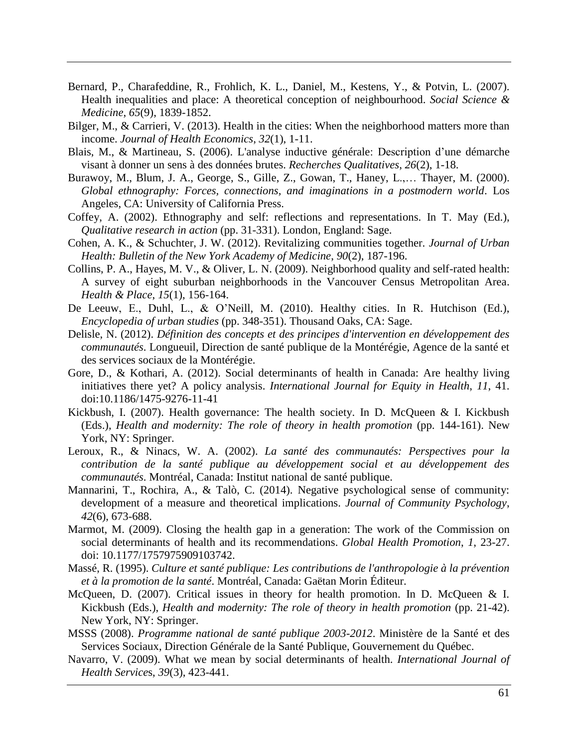Bernard, P., Charafeddine, R., Frohlich, K. L., Daniel, M., Kestens, Y., & Potvin, L. (2007). Health inequalities and place: A theoretical conception of neighbourhood. *Social Science & Medicine*, *65*(9), 1839-1852.

Bilger, M., & Carrieri, V. (2013). Health in the cities: When the neighborhood matters more than income. *Journal of Health Economics*, *32*(1), 1-11.

Blais, M., & Martineau, S. (2006). L'analyse inductive générale: Description d'une démarche visant à donner un sens à des données brutes. *Recherches Qualitatives*, *26*(2), 1-18.

Burawoy, M., Blum, J. A., George, S., Gille, Z., Gowan, T., Haney, L.,… Thayer, M. (2000). *Global ethnography: Forces, connections, and imaginations in a postmodern world*. Los Angeles, CA: University of California Press.

Coffey, A. (2002). Ethnography and self: reflections and representations. In T. May (Ed.), *Qualitative research in action* (pp. 31-331). London, England: Sage.

Cohen, A. K., & Schuchter, J. W. (2012). Revitalizing communities together. *Journal of Urban Health: Bulletin of the New York Academy of Medicine*, *90*(2), 187-196.

Collins, P. A., Hayes, M. V., & Oliver, L. N. (2009). Neighborhood quality and self-rated health: A survey of eight suburban neighborhoods in the Vancouver Census Metropolitan Area. *Health & Place*, *15*(1), 156-164.

De Leeuw, E., Duhl, L., & O'Neill, M. (2010). Healthy cities. In R. Hutchison (Ed.), *Encyclopedia of urban studies* (pp. 348-351). Thousand Oaks, CA: Sage.

Delisle, N. (2012). *Définition des concepts et des principes d'intervention en développement des communautés*. Longueuil, Direction de santé publique de la Montérégie, Agence de la santé et des services sociaux de la Montérégie.

Gore, D., & Kothari, A. (2012). Social determinants of health in Canada: Are healthy living initiatives there yet? A policy analysis. *International Journal for Equity in Health*, *11*, 41. doi:10.1186/1475-9276-11-41

Kickbush, I. (2007). Health governance: The health society. In D. McQueen & I. Kickbush (Eds.), *Health and modernity: The role of theory in health promotion* (pp. 144-161). New York, NY: Springer.

Leroux, R., & Ninacs, W. A. (2002). *La santé des communautés: Perspectives pour la contribution de la santé publique au développement social et au développement des communautés*. Montréal, Canada: Institut national de santé publique.

Mannarini, T., Rochira, A., & Talò, C. (2014). Negative psychological sense of community: development of a measure and theoretical implications. *Journal of Community Psychology*, *42*(6), 673-688.

Marmot, M. (2009). Closing the health gap in a generation: The work of the Commission on social determinants of health and its recommendations. *Global Health Promotion*, *1*, 23-27. doi: 10.1177/1757975909103742.

Massé, R. (1995). *Culture et santé publique: Les contributions de l'anthropologie à la prévention et à la promotion de la santé*. Montréal, Canada: Gaëtan Morin Éditeur.

McQueen, D. (2007). Critical issues in theory for health promotion. In D. McQueen & I. Kickbush (Eds.), *Health and modernity: The role of theory in health promotion* (pp. 21-42). New York, NY: Springer.

MSSS (2008). *Programme national de santé publique 2003-2012*. Ministère de la Santé et des Services Sociaux, Direction Générale de la Santé Publique, Gouvernement du Québec.

Navarro, V. (2009). What we mean by social determinants of health. *International Journal of Health Services*, *39*(3), 423-441.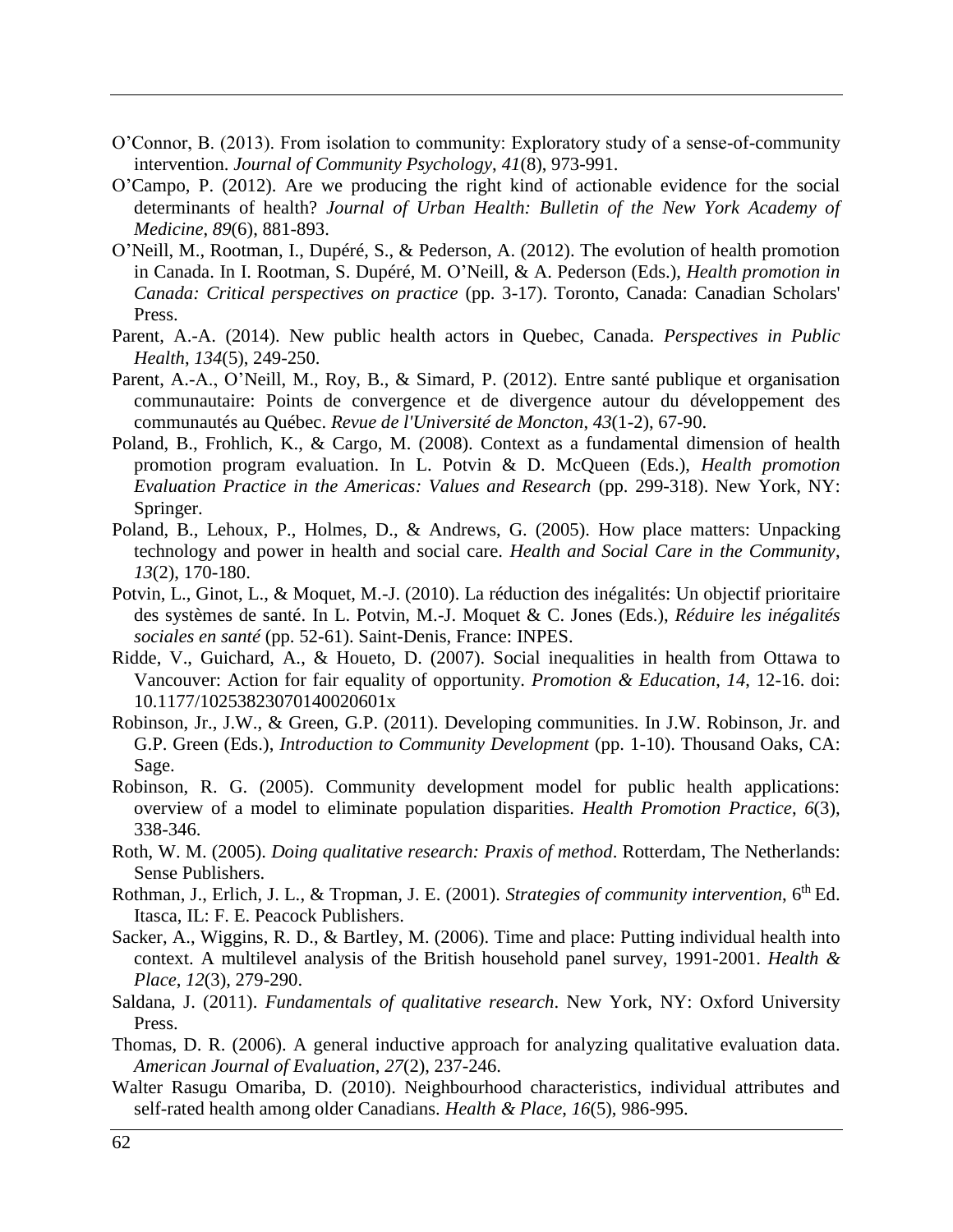O'Connor, B. (2013). From isolation to community: Exploratory study of a sense-of-community intervention. *Journal of Community Psychology*, *41*(8), 973-991.

O'Campo, P. (2012). Are we producing the right kind of actionable evidence for the social determinants of health? *Journal of Urban Health: Bulletin of the New York Academy of Medicine*, *89*(6), 881-893.

O'Neill, M., Rootman, I., Dupéré, S., & Pederson, A. (2012). The evolution of health promotion in Canada. In I. Rootman, S. Dupéré, M. O'Neill, & A. Pederson (Eds.), *Health promotion in Canada: Critical perspectives on practice* (pp. 3-17). Toronto, Canada: Canadian Scholars' Press.

Parent, A.-A. (2014). New public health actors in Quebec, Canada. *Perspectives in Public Health*, *134*(5), 249-250.

Parent, A.-A., O'Neill, M., Roy, B., & Simard, P. (2012). Entre santé publique et organisation communautaire: Points de convergence et de divergence autour du développement des communautés au Québec. *Revue de l'Université de Moncton*, *43*(1-2), 67-90.

Poland, B., Frohlich, K., & Cargo, M. (2008). Context as a fundamental dimension of health promotion program evaluation. In L. Potvin & D. McQueen (Eds.), *Health promotion Evaluation Practice in the Americas: Values and Research* (pp. 299-318). New York, NY: Springer.

Poland, B., Lehoux, P., Holmes, D., & Andrews, G. (2005). How place matters: Unpacking technology and power in health and social care. *Health and Social Care in the Community*, *13*(2), 170-180.

Potvin, L., Ginot, L., & Moquet, M.-J. (2010). La réduction des inégalités: Un objectif prioritaire des systèmes de santé. In L. Potvin, M.-J. Moquet & C. Jones (Eds.), *Réduire les inégalités sociales en santé* (pp. 52-61). Saint-Denis, France: INPES.

Ridde, V., Guichard, A., & Houeto, D. (2007). Social inequalities in health from Ottawa to Vancouver: Action for fair equality of opportunity. *Promotion & Education*, *14*, 12-16. doi: 10.1177/10253823070140020601x

Robinson, Jr., J.W., & Green, G.P. (2011). Developing communities. In J.W. Robinson, Jr. and G.P. Green (Eds.), *Introduction to Community Development* (pp. 1-10). Thousand Oaks, CA: Sage.

Robinson, R. G. (2005). Community development model for public health applications: overview of a model to eliminate population disparities. *Health Promotion Practice*, *6*(3), 338-346.

Roth, W. M. (2005). *Doing qualitative research: Praxis of method*. Rotterdam, The Netherlands: Sense Publishers.

Rothman, J., Erlich, J. L., & Tropman, J. E. (2001). *Strategies of community intervention*, 6th Ed. Itasca, IL: F. E. Peacock Publishers.

Sacker, A., Wiggins, R. D., & Bartley, M. (2006). Time and place: Putting individual health into context. A multilevel analysis of the British household panel survey, 1991-2001. *Health & Place*, *12*(3), 279-290.

Saldana, J. (2011). *Fundamentals of qualitative research*. New York, NY: Oxford University Press.

Thomas, D. R. (2006). A general inductive approach for analyzing qualitative evaluation data. *American Journal of Evaluation*, *27*(2), 237-246.

Walter Rasugu Omariba, D. (2010). Neighbourhood characteristics, individual attributes and self-rated health among older Canadians. *Health & Place*, *16*(5), 986-995.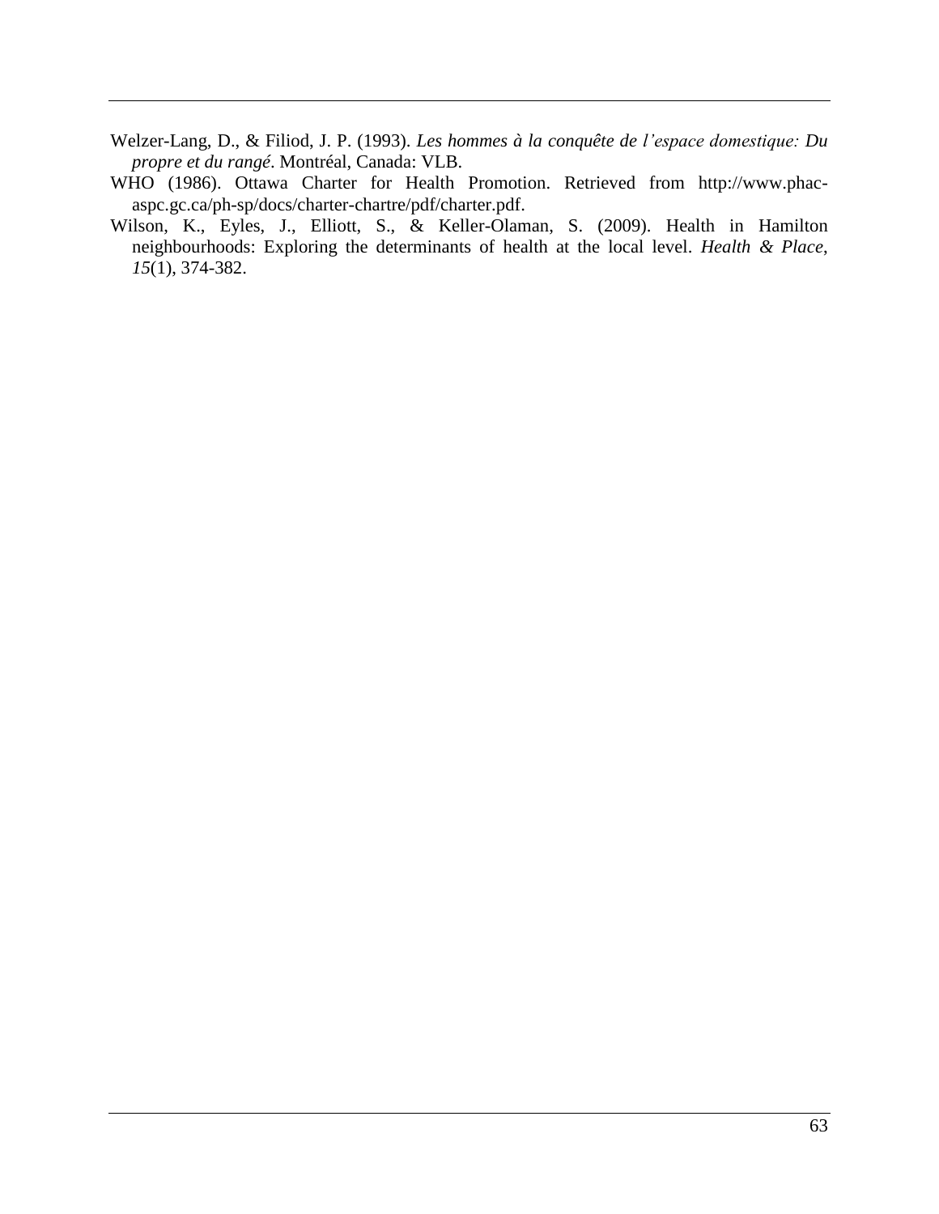Welzer-Lang, D., & Filiod, J. P. (1993). *Les hommes à la conquête de l'espace domestique: Du propre et du rangé*. Montréal, Canada: VLB.

WHO (1986). Ottawa Charter for Health Promotion. Retrieved from http://www.phac-aspc.gc.ca/ph-sp/docs/charter-chartre/pdf/charter.pdf.

Wilson, K., Eyles, J., Elliott, S., & Keller-Olaman, S. (2009). Health in Hamilton neighbourhoods: Exploring the determinants of health at the local level. *Health & Place*, *15*(1), 374-382.